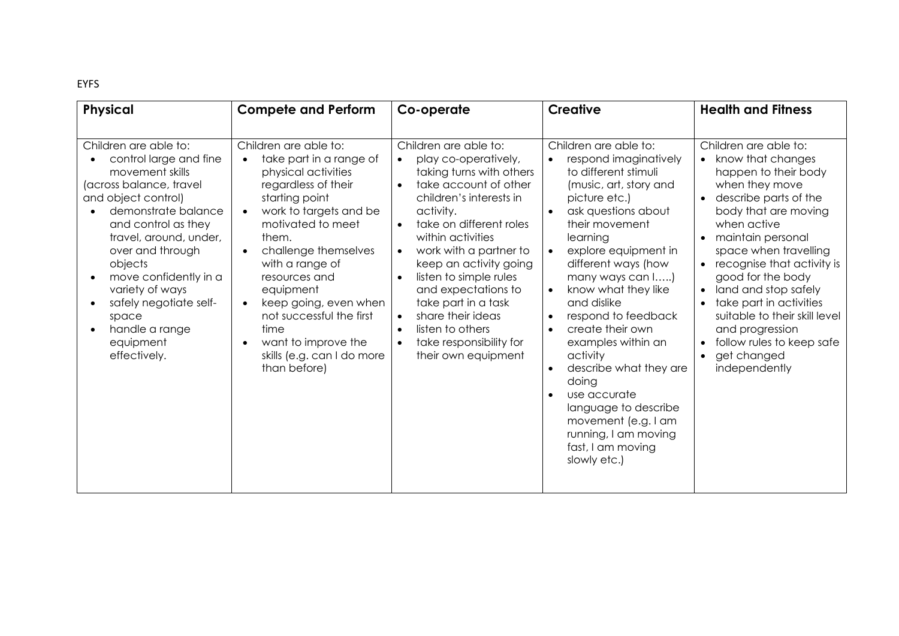EYFS

| **Physical** | **Compete and Perform** | **Co-operate** | **Creative** | **Health and Fitness** |
|---|---|---|---|---|
| Children are able to:<br>• control large and fine movement skills<br>(across balance, travel and object control)<br>• demonstrate balance and control as they travel, around, under, over and through objects<br>• move confidently in a variety of ways<br>• safely negotiate self-space<br>• handle a range equipment effectively. | Children are able to:<br>• take part in a range of physical activities regardless of their starting point<br>• work to targets and be motivated to meet them.<br>• challenge themselves with a range of resources and equipment<br>• keep going, even when not successful the first time<br>• want to improve the skills (e.g. can I do more than before) | Children are able to:<br>• play co-operatively, taking turns with others<br>• take account of other children's interests in activity.<br>• take on different roles within activities<br>• work with a partner to keep an activity going<br>• listen to simple rules and expectations to take part in a task<br>• share their ideas<br>• listen to others<br>• take responsibility for their own equipment | Children are able to:<br>• respond imaginatively to different stimuli (music, art, story and picture etc.)<br>• ask questions about their movement learning<br>• explore equipment in different ways (how many ways can I…..)<br>• know what they like and dislike<br>• respond to feedback<br>• create their own examples within an activity<br>• describe what they are doing<br>• use accurate language to describe movement (e.g. I am running, I am moving fast, I am moving slowly etc.) | Children are able to:<br>• know that changes happen to their body when they move<br>• describe parts of the body that are moving when active<br>• maintain personal space when travelling<br>• recognise that activity is good for the body<br>• land and stop safely<br>• take part in activities suitable to their skill level and progression<br>• follow rules to keep safe<br>• get changed independently |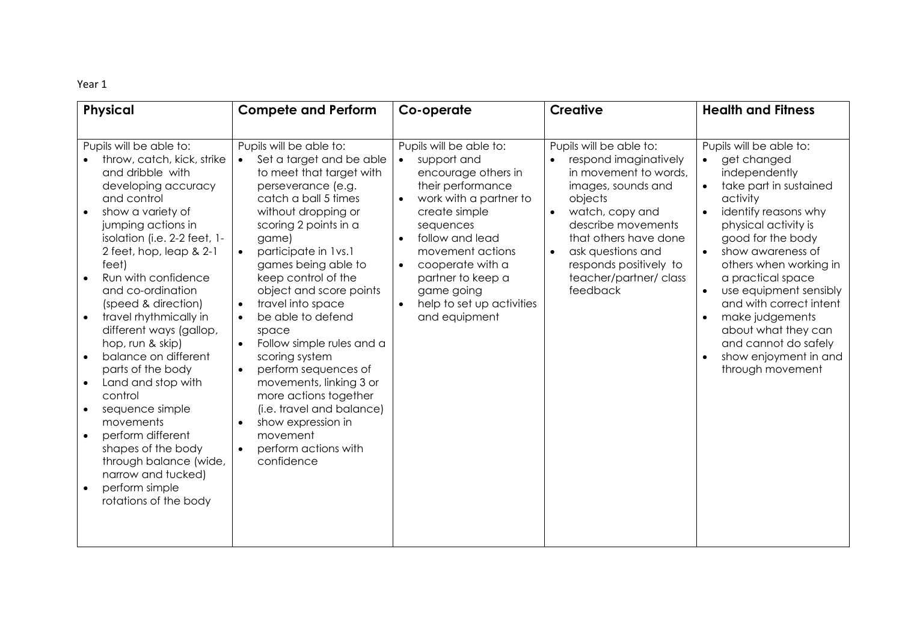Year 1

| **Physical** | **Compete and Perform** | **Co-operate** | **Creative** | **Health and Fitness** |
|---|---|---|---|---|
| Pupils will be able to:<br>• throw, catch, kick, strike and dribble with developing accuracy and control<br>• show a variety of jumping actions in isolation (i.e. 2-2 feet, 1-2 feet, hop, leap & 2-1 feet)<br>• Run with confidence and co-ordination (speed & direction)<br>• travel rhythmically in different ways (gallop, hop, run & skip)<br>• balance on different parts of the body<br>• Land and stop with control<br>• sequence simple movements<br>• perform different shapes of the body through balance (wide, narrow and tucked)<br>• perform simple rotations of the body | Pupils will be able to:<br>• Set a target and be able to meet that target with perseverance (e.g. catch a ball 5 times without dropping or scoring 2 points in a game)<br>• participate in 1vs.1 games being able to keep control of the object and score points<br>• travel into space<br>• be able to defend space<br>• Follow simple rules and a scoring system<br>• perform sequences of movements, linking 3 or more actions together (i.e. travel and balance)<br>• show expression in movement<br>• perform actions with confidence | Pupils will be able to:<br>• support and encourage others in their performance<br>• work with a partner to create simple sequences<br>• follow and lead movement actions<br>• cooperate with a partner to keep a game going<br>• help to set up activities and equipment | Pupils will be able to:<br>• respond imaginatively in movement to words, images, sounds and objects<br>• watch, copy and describe movements that others have done<br>• ask questions and responds positively to teacher/partner/ class feedback | Pupils will be able to:<br>• get changed independently<br>• take part in sustained activity<br>• identify reasons why physical activity is good for the body<br>• show awareness of others when working in a practical space<br>• use equipment sensibly and with correct intent<br>• make judgements about what they can and cannot do safely<br>• show enjoyment in and through movement |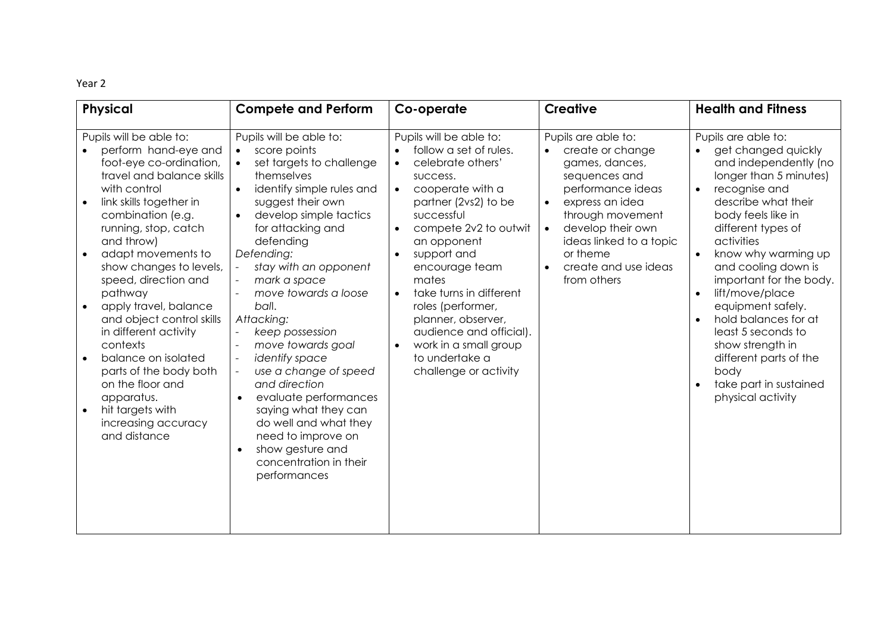Year 2

| **Physical** | **Compete and Perform** | **Co-operate** | **Creative** | **Health and Fitness** |
|---|---|---|---|---|
| Pupils will be able to:<br>• perform hand-eye and foot-eye co-ordination, travel and balance skills with control<br>• link skills together in combination (e.g. running, stop, catch and throw)<br>• adapt movements to show changes to levels, speed, direction and pathway<br>• apply travel, balance and object control skills in different activity contexts<br>• balance on isolated parts of the body both on the floor and apparatus.<br>• hit targets with increasing accuracy and distance | Pupils will be able to:<br>• score points<br>• set targets to challenge themselves<br>• identify simple rules and suggest their own<br>• develop simple tactics for attacking and defending<br>*Defending:*<br>- *stay with an opponent*<br>- *mark a space*<br>- *move towards a loose ball.*<br>*Attacking:*<br>- *keep possession*<br>- *move towards goal*<br>- *identify space*<br>- *use a change of speed and direction*<br>• evaluate performances saying what they can do well and what they need to improve on<br>• show gesture and concentration in their performances | Pupils will be able to:<br>• follow a set of rules.<br>• celebrate others' success.<br>• cooperate with a partner (2vs2) to be successful<br>• compete 2v2 to outwit an opponent<br>• support and encourage team mates<br>• take turns in different roles (performer, planner, observer, audience and official).<br>• work in a small group to undertake a challenge or activity | Pupils are able to:<br>• create or change games, dances, sequences and performance ideas<br>• express an idea through movement<br>• develop their own ideas linked to a topic or theme<br>• create and use ideas from others | Pupils are able to:<br>• get changed quickly and independently (no longer than 5 minutes)<br>• recognise and describe what their body feels like in different types of activities<br>• know why warming up and cooling down is important for the body.<br>• lift/move/place equipment safely.<br>• hold balances for at least 5 seconds to show strength in different parts of the body<br>• take part in sustained physical activity |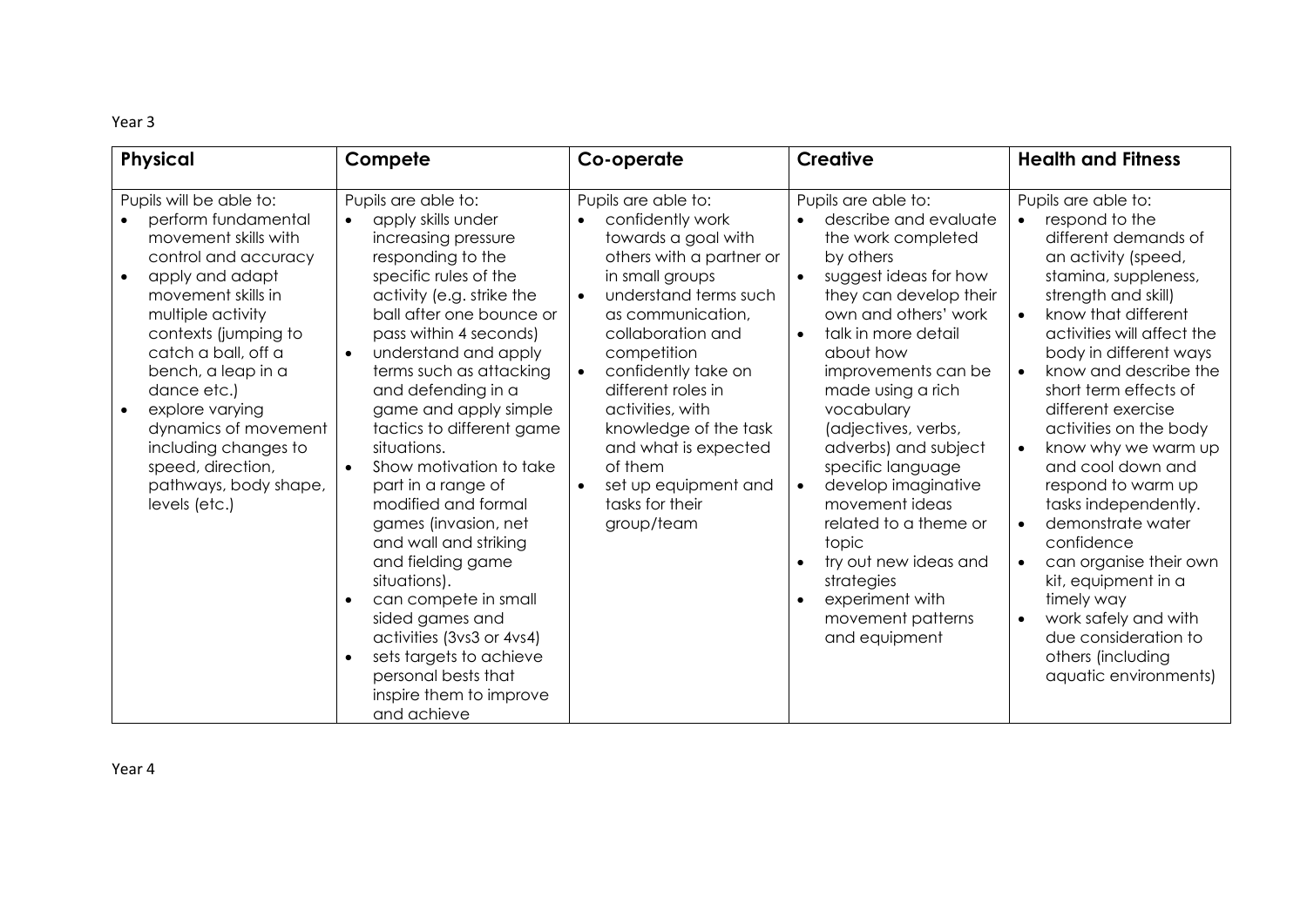Year 3

| **Physical** | **Compete** | **Co-operate** | **Creative** | **Health and Fitness** |
|---|---|---|---|---|
| Pupils will be able to:<br>• perform fundamental movement skills with control and accuracy<br>• apply and adapt movement skills in multiple activity contexts (jumping to catch a ball, off a bench, a leap in a dance etc.)<br>• explore varying dynamics of movement including changes to speed, direction, pathways, body shape, levels (etc.) | Pupils are able to:<br>• apply skills under increasing pressure responding to the specific rules of the activity (e.g. strike the ball after one bounce or pass within 4 seconds)<br>• understand and apply terms such as attacking and defending in a game and apply simple tactics to different game situations.<br>• Show motivation to take part in a range of modified and formal games (invasion, net and wall and striking and fielding game situations).<br>• can compete in small sided games and activities (3vs3 or 4vs4)<br>• sets targets to achieve personal bests that inspire them to improve and achieve | Pupils are able to:<br>• confidently work towards a goal with others with a partner or in small groups<br>• understand terms such as communication, collaboration and competition<br>• confidently take on different roles in activities, with knowledge of the task and what is expected of them<br>• set up equipment and tasks for their group/team | Pupils are able to:<br>• describe and evaluate the work completed by others<br>• suggest ideas for how they can develop their own and others' work<br>• talk in more detail about how improvements can be made using a rich vocabulary (adjectives, verbs, adverbs) and subject specific language<br>• develop imaginative movement ideas related to a theme or topic<br>• try out new ideas and strategies<br>• experiment with movement patterns and equipment | Pupils are able to:<br>• respond to the different demands of an activity (speed, stamina, suppleness, strength and skill)<br>• know that different activities will affect the body in different ways<br>• know and describe the short term effects of different exercise activities on the body<br>• know why we warm up and cool down and respond to warm up tasks independently.<br>• demonstrate water confidence<br>• can organise their own kit, equipment in a timely way<br>• work safely and with due consideration to others (including aquatic environments) |

Year 4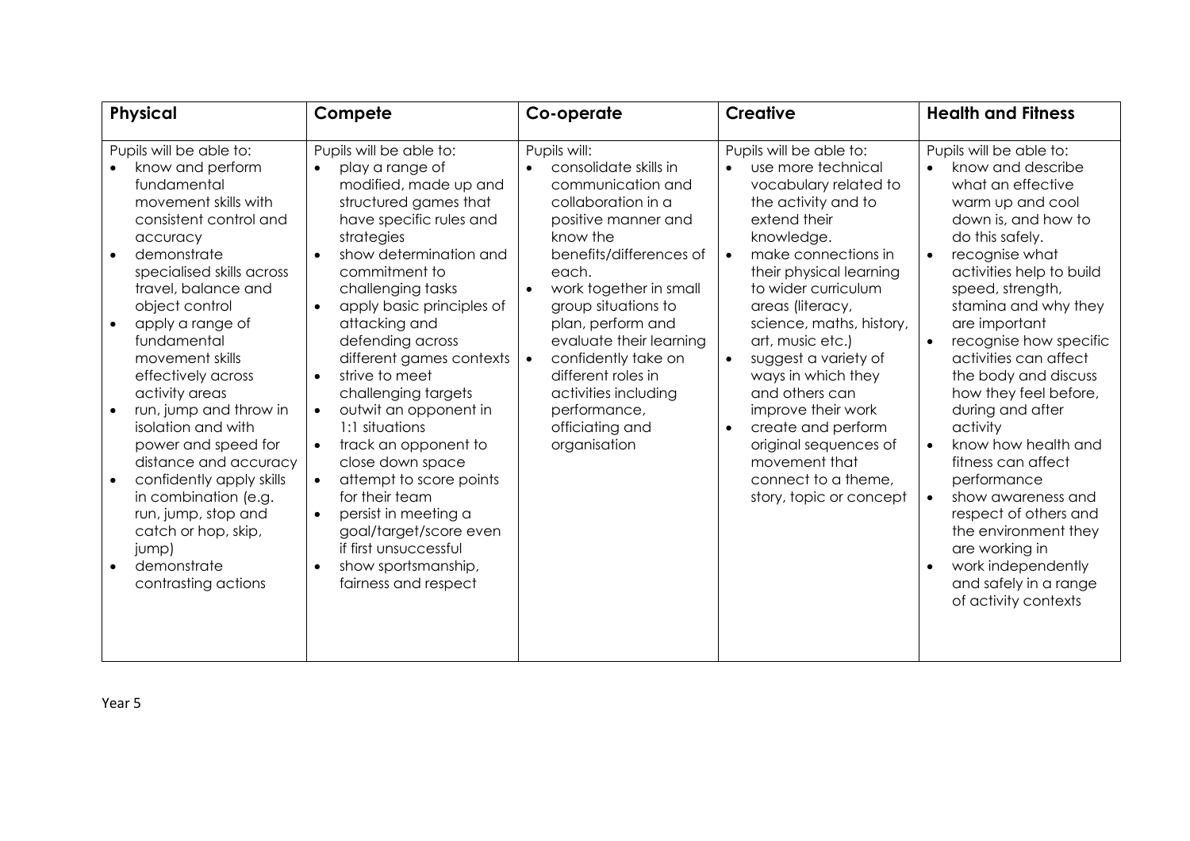| **Physical** | **Compete** | **Co-operate** | **Creative** | **Health and Fitness** |
|---|---|---|---|---|
| Pupils will be able to:<br>• know and perform fundamental movement skills with consistent control and accuracy<br>• demonstrate specialised skills across travel, balance and object control<br>• apply a range of fundamental movement skills effectively across activity areas<br>• run, jump and throw in isolation and with power and speed for distance and accuracy<br>• confidently apply skills in combination (e.g. run, jump, stop and catch or hop, skip, jump)<br>• demonstrate contrasting actions | Pupils will be able to:<br>• play a range of modified, made up and structured games that have specific rules and strategies<br>• show determination and commitment to challenging tasks<br>• apply basic principles of attacking and defending across different games contexts<br>• strive to meet challenging targets<br>• outwit an opponent in 1:1 situations<br>• track an opponent to close down space<br>• attempt to score points for their team<br>• persist in meeting a goal/target/score even if first unsuccessful<br>• show sportsmanship, fairness and respect | Pupils will:<br>• consolidate skills in communication and collaboration in a positive manner and know the benefits/differences of each.<br>• work together in small group situations to plan, perform and evaluate their learning<br>• confidently take on different roles in activities including performance, officiating and organisation | Pupils will be able to:<br>• use more technical vocabulary related to the activity and to extend their knowledge.<br>• make connections in their physical learning to wider curriculum areas (literacy, science, maths, history, art, music etc.)<br>• suggest a variety of ways in which they and others can improve their work<br>• create and perform original sequences of movement that connect to a theme, story, topic or concept | Pupils will be able to:<br>• know and describe what an effective warm up and cool down is, and how to do this safely.<br>• recognise what activities help to build speed, strength, stamina and why they are important<br>• recognise how specific activities can affect the body and discuss how they feel before, during and after activity<br>• know how health and fitness can affect performance<br>• show awareness and respect of others and the environment they are working in<br>• work independently and safely in a range of activity contexts |

Year 5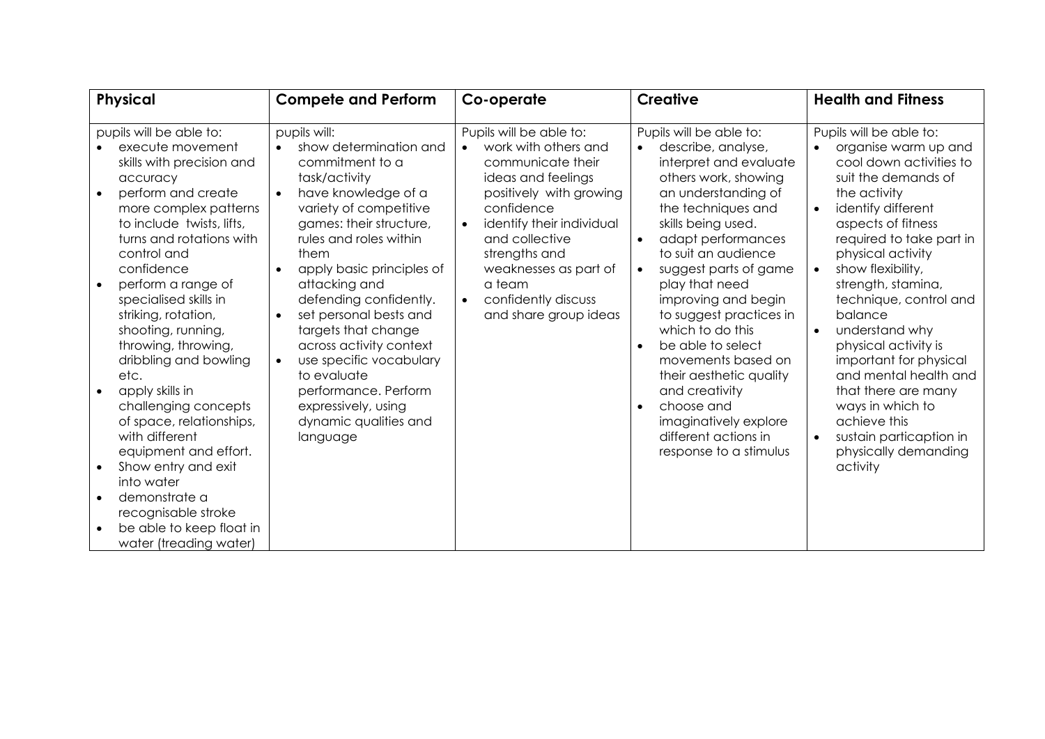| Physical | Compete and Perform | Co-operate | Creative | Health and Fitness |
|---|---|---|---|---|
| pupils will be able to:<br>• execute movement skills with precision and accuracy<br>• perform and create more complex patterns to include twists, lifts, turns and rotations with control and confidence<br>• perform a range of specialised skills in striking, rotation, shooting, running, throwing, throwing, dribbling and bowling etc.<br>• apply skills in challenging concepts of space, relationships, with different equipment and effort.<br>• Show entry and exit into water<br>• demonstrate a recognisable stroke<br>• be able to keep float in water (treading water) | pupils will:<br>• show determination and commitment to a task/activity<br>• have knowledge of a variety of competitive games: their structure, rules and roles within them<br>• apply basic principles of attacking and defending confidently.<br>• set personal bests and targets that change across activity context<br>• use specific vocabulary to evaluate performance. Perform expressively, using dynamic qualities and language | Pupils will be able to:<br>• work with others and communicate their ideas and feelings positively with growing confidence<br>• identify their individual and collective strengths and weaknesses as part of a team<br>• confidently discuss and share group ideas | Pupils will be able to:<br>• describe, analyse, interpret and evaluate others work, showing an understanding of the techniques and skills being used.<br>• adapt performances to suit an audience<br>• suggest parts of game play that need improving and begin to suggest practices in which to do this<br>• be able to select movements based on their aesthetic quality and creativity<br>• choose and imaginatively explore different actions in response to a stimulus | Pupils will be able to:<br>• organise warm up and cool down activities to suit the demands of the activity<br>• identify different aspects of fitness required to take part in physical activity<br>• show flexibility, strength, stamina, technique, control and balance<br>• understand why physical activity is important for physical and mental health and that there are many ways in which to achieve this<br>• sustain particaption in physically demanding activity |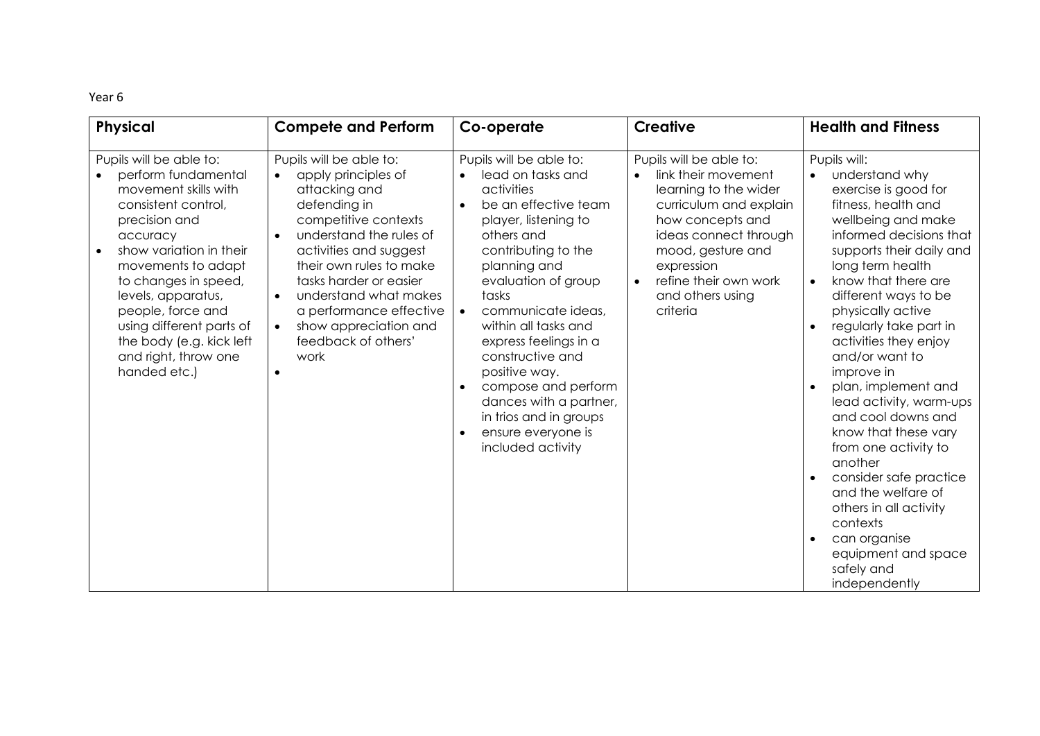Year 6

| **Physical** | **Compete and Perform** | **Co-operate** | **Creative** | **Health and Fitness** |
|---|---|---|---|---|
| Pupils will be able to:<br>• perform fundamental movement skills with consistent control, precision and accuracy<br>• show variation in their movements to adapt to changes in speed, levels, apparatus, people, force and using different parts of the body (e.g. kick left and right, throw one handed etc.) | Pupils will be able to:<br>• apply principles of attacking and defending in competitive contexts<br>• understand the rules of activities and suggest their own rules to make tasks harder or easier<br>• understand what makes a performance effective<br>• show appreciation and feedback of others' work<br>• | Pupils will be able to:<br>• lead on tasks and activities<br>• be an effective team player, listening to others and contributing to the planning and evaluation of group tasks<br>• communicate ideas, within all tasks and express feelings in a constructive and positive way.<br>• compose and perform dances with a partner, in trios and in groups<br>• ensure everyone is included activity | Pupils will be able to:<br>• link their movement learning to the wider curriculum and explain how concepts and ideas connect through mood, gesture and expression<br>• refine their own work and others using criteria | Pupils will:<br>• understand why exercise is good for fitness, health and wellbeing and make informed decisions that supports their daily and long term health<br>• know that there are different ways to be physically active<br>• regularly take part in activities they enjoy and/or want to improve in<br>• plan, implement and lead activity, warm-ups and cool downs and know that these vary from one activity to another<br>• consider safe practice and the welfare of others in all activity contexts<br>• can organise equipment and space safely and independently |